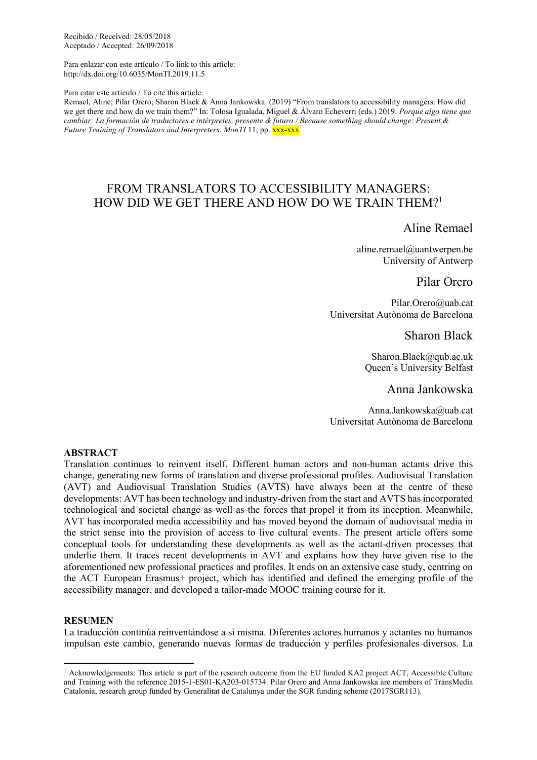Recibido / Received: 28/05/2018
Aceptado / Accepted: 26/09/2018

Para enlazar con este artículo / To link to this article:
http://dx.doi.org/10.6035/MonTI.2019.11.5

Para citar este artículo / To cite this article:
Remael, Aline; Pilar Orero; Sharon Black & Anna Jankowska. (2019) "From translators to accessibility managers: How did we get there and how do we train them?" In: Tolosa Igualada, Miguel & Álvaro Echeverri (eds.) 2019. *Porque algo tiene que cambiar: La formación de traductores e intérpretes, presente & futuro / Because something should change: Present & Future Training of Translators and Interpreters*. *MonTI* 11, pp. xxx-xxx.

# FROM TRANSLATORS TO ACCESSIBILITY MANAGERS: HOW DID WE GET THERE AND HOW DO WE TRAIN THEM?[1]

**Aline Remael**
aline.remael@uantwerpen.be
University of Antwerp

**Pilar Orero**
Pilar.Orero@uab.cat
Universitat Autònoma de Barcelona

**Sharon Black**
Sharon.Black@qub.ac.uk
Queen's University Belfast

**Anna Jankowska**
Anna.Jankowska@uab.cat
Universitat Autònoma de Barcelona

**ABSTRACT**

Translation continues to reinvent itself. Different human actors and non-human actants drive this change, generating new forms of translation and diverse professional profiles. Audiovisual Translation (AVT) and Audiovisual Translation Studies (AVTS) have always been at the centre of these developments: AVT has been technology and industry-driven from the start and AVTS has incorporated technological and societal change as well as the forces that propel it from its inception. Meanwhile, AVT has incorporated media accessibility and has moved beyond the domain of audiovisual media in the strict sense into the provision of access to live cultural events. The present article offers some conceptual tools for understanding these developments as well as the actant-driven processes that underlie them. It traces recent developments in AVT and explains how they have given rise to the aforementioned new professional practices and profiles. It ends on an extensive case study, centring on the ACT European Erasmus+ project, which has identified and defined the emerging profile of the accessibility manager, and developed a tailor-made MOOC training course for it.

**RESUMEN**

La traducción continúa reinventándose a sí misma. Diferentes actores humanos y actantes no humanos impulsan este cambio, generando nuevas formas de traducción y perfiles profesionales diversos. La

[1] Acknowledgements: This article is part of the research outcome from the EU funded KA2 project ACT, Accessible Culture and Training with the reference 2015-1-ES01-KA203-015734. Pilar Orero and Anna Jankowska are members of TransMedia Catalonia, research group funded by Generalitat de Catalunya under the SGR funding scheme (2017SGR113).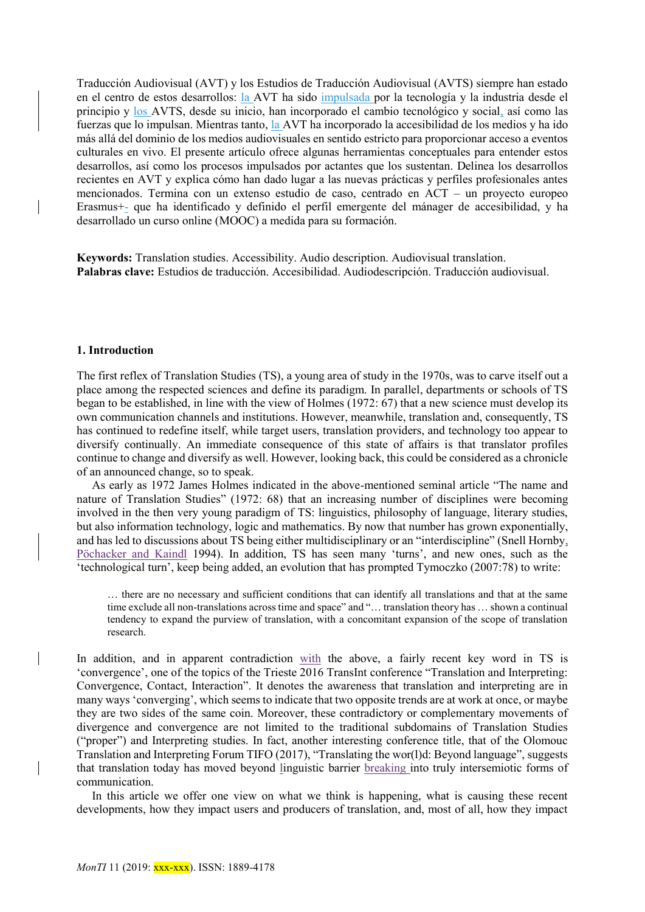Traducción Audiovisual (AVT) y los Estudios de Traducción Audiovisual (AVTS) siempre han estado en el centro de estos desarrollos: la AVT ha sido impulsada por la tecnología y la industria desde el principio y los AVTS, desde su inicio, han incorporado el cambio tecnológico y social, así como las fuerzas que lo impulsan. Mientras tanto, la AVT ha incorporado la accesibilidad de los medios y ha ido más allá del dominio de los medios audiovisuales en sentido estricto para proporcionar acceso a eventos culturales en vivo. El presente artículo ofrece algunas herramientas conceptuales para entender estos desarrollos, así como los procesos impulsados por actantes que los sustentan. Delinea los desarrollos recientes en AVT y explica cómo han dado lugar a las nuevas prácticas y perfiles profesionales antes mencionados. Termina con un extenso estudio de caso, centrado en ACT – un proyecto europeo Erasmus+- que ha identificado y definido el perfil emergente del mánager de accesibilidad, y ha desarrollado un curso online (MOOC) a medida para su formación.

**Keywords:** Translation studies. Accessibility. Audio description. Audiovisual translation.
**Palabras clave:** Estudios de traducción. Accesibilidad. Audiodescripción. Traducción audiovisual.

## 1. Introduction

The first reflex of Translation Studies (TS), a young area of study in the 1970s, was to carve itself out a place among the respected sciences and define its paradigm. In parallel, departments or schools of TS began to be established, in line with the view of Holmes (1972: 67) that a new science must develop its own communication channels and institutions. However, meanwhile, translation and, consequently, TS has continued to redefine itself, while target users, translation providers, and technology too appear to diversify continually. An immediate consequence of this state of affairs is that translator profiles continue to change and diversify as well. However, looking back, this could be considered as a chronicle of an announced change, so to speak.

As early as 1972 James Holmes indicated in the above-mentioned seminal article "The name and nature of Translation Studies" (1972: 68) that an increasing number of disciplines were becoming involved in the then very young paradigm of TS: linguistics, philosophy of language, literary studies, but also information technology, logic and mathematics. By now that number has grown exponentially, and has led to discussions about TS being either multidisciplinary or an "interdiscipline" (Snell Hornby, Pöchacker and Kaindl 1994). In addition, TS has seen many 'turns', and new ones, such as the 'technological turn', keep being added, an evolution that has prompted Tymoczko (2007:78) to write:

> … there are no necessary and sufficient conditions that can identify all translations and that at the same time exclude all non-translations across time and space" and "… translation theory has … shown a continual tendency to expand the purview of translation, with a concomitant expansion of the scope of translation research.

In addition, and in apparent contradiction with the above, a fairly recent key word in TS is 'convergence', one of the topics of the Trieste 2016 TransInt conference "Translation and Interpreting: Convergence, Contact, Interaction". It denotes the awareness that translation and interpreting are in many ways 'converging', which seems to indicate that two opposite trends are at work at once, or maybe they are two sides of the same coin. Moreover, these contradictory or complementary movements of divergence and convergence are not limited to the traditional subdomains of Translation Studies ("proper") and Interpreting studies. In fact, another interesting conference title, that of the Olomouc Translation and Interpreting Forum TIFO (2017), "Translating the wor(l)d: Beyond language", suggests that translation today has moved beyond linguistic barrier breaking into truly intersemiotic forms of communication.

In this article we offer one view on what we think is happening, what is causing these recent developments, how they impact users and producers of translation, and, most of all, how they impact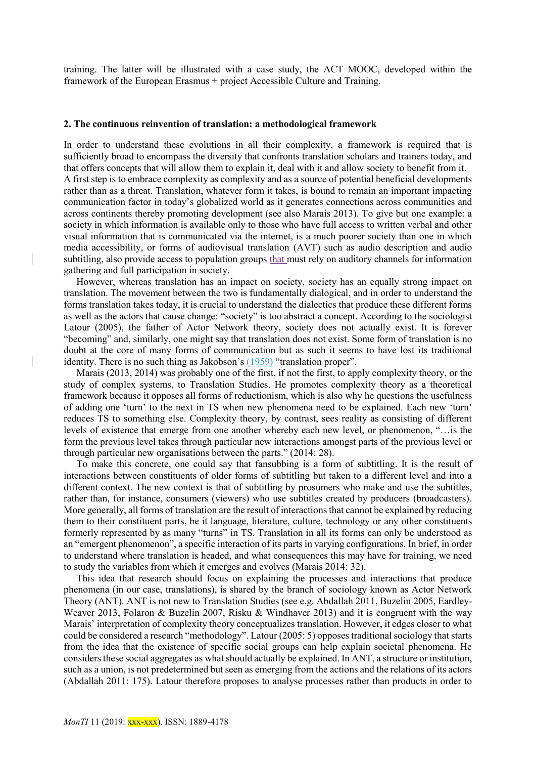training. The latter will be illustrated with a case study, the ACT MOOC, developed within the framework of the European Erasmus + project Accessible Culture and Training.

## 2. The continuous reinvention of translation: a methodological framework

In order to understand these evolutions in all their complexity, a framework is required that is sufficiently broad to encompass the diversity that confronts translation scholars and trainers today, and that offers concepts that will allow them to explain it, deal with it and allow society to benefit from it. A first step is to embrace complexity as complexity and as a source of potential beneficial developments rather than as a threat. Translation, whatever form it takes, is bound to remain an important impacting communication factor in today's globalized world as it generates connections across communities and across continents thereby promoting development (see also Marais 2013). To give but one example: a society in which information is available only to those who have full access to written verbal and other visual information that is communicated via the internet, is a much poorer society than one in which media accessibility, or forms of audiovisual translation (AVT) such as audio description and audio subtitling, also provide access to population groups that must rely on auditory channels for information gathering and full participation in society.

However, whereas translation has an impact on society, society has an equally strong impact on translation. The movement between the two is fundamentally dialogical, and in order to understand the forms translation takes today, it is crucial to understand the dialectics that produce these different forms as well as the actors that cause change: "society" is too abstract a concept. According to the sociologist Latour (2005), the father of Actor Network theory, society does not actually exist. It is forever "becoming" and, similarly, one might say that translation does not exist. Some form of translation is no doubt at the core of many forms of communication but as such it seems to have lost its traditional identity. There is no such thing as Jakobson's (1959) "translation proper".

Marais (2013, 2014) was probably one of the first, if not the first, to apply complexity theory, or the study of complex systems, to Translation Studies. He promotes complexity theory as a theoretical framework because it opposes all forms of reductionism, which is also why he questions the usefulness of adding one 'turn' to the next in TS when new phenomena need to be explained. Each new 'turn' reduces TS to something else. Complexity theory, by contrast, sees reality as consisting of different levels of existence that emerge from one another whereby each new level, or phenomenon, "…is the form the previous level takes through particular new interactions amongst parts of the previous level or through particular new organisations between the parts." (2014: 28).

To make this concrete, one could say that fansubbing is a form of subtitling. It is the result of interactions between constituents of older forms of subtitling but taken to a different level and into a different context. The new context is that of subtitling by prosumers who make and use the subtitles, rather than, for instance, consumers (viewers) who use subtitles created by producers (broadcasters). More generally, all forms of translation are the result of interactions that cannot be explained by reducing them to their constituent parts, be it language, literature, culture, technology or any other constituents formerly represented by as many "turns" in TS. Translation in all its forms can only be understood as an "emergent phenomenon", a specific interaction of its parts in varying configurations. In brief, in order to understand where translation is headed, and what consequences this may have for training, we need to study the variables from which it emerges and evolves (Marais 2014: 32).

This idea that research should focus on explaining the processes and interactions that produce phenomena (in our case, translations), is shared by the branch of sociology known as Actor Network Theory (ANT). ANT is not new to Translation Studies (see e.g. Abdallah 2011, Buzelin 2005, Eardley-Weaver 2013, Folaron & Buzelin 2007, Risku & Windhaver 2013) and it is congruent with the way Marais' interpretation of complexity theory conceptualizes translation. However, it edges closer to what could be considered a research "methodology". Latour (2005: 5) opposes traditional sociology that starts from the idea that the existence of specific social groups can help explain societal phenomena. He considers these social aggregates as what should actually be explained. In ANT, a structure or institution, such as a union, is not predetermined but seen as emerging from the actions and the relations of its actors (Abdallah 2011: 175). Latour therefore proposes to analyse processes rather than products in order to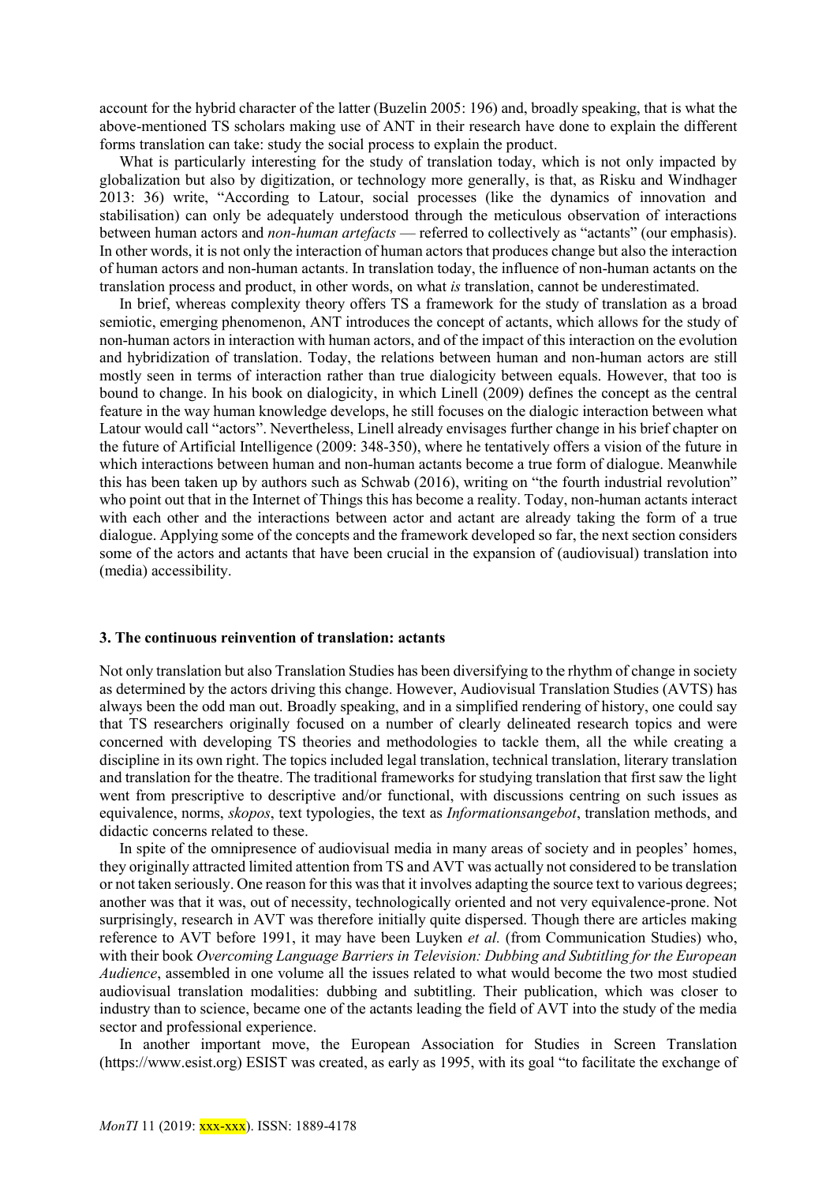account for the hybrid character of the latter (Buzelin 2005: 196) and, broadly speaking, that is what the above-mentioned TS scholars making use of ANT in their research have done to explain the different forms translation can take: study the social process to explain the product.

What is particularly interesting for the study of translation today, which is not only impacted by globalization but also by digitization, or technology more generally, is that, as Risku and Windhager 2013: 36) write, "According to Latour, social processes (like the dynamics of innovation and stabilisation) can only be adequately understood through the meticulous observation of interactions between human actors and *non-human artefacts* — referred to collectively as "actants" (our emphasis). In other words, it is not only the interaction of human actors that produces change but also the interaction of human actors and non-human actants. In translation today, the influence of non-human actants on the translation process and product, in other words, on what *is* translation, cannot be underestimated.

In brief, whereas complexity theory offers TS a framework for the study of translation as a broad semiotic, emerging phenomenon, ANT introduces the concept of actants, which allows for the study of non-human actors in interaction with human actors, and of the impact of this interaction on the evolution and hybridization of translation. Today, the relations between human and non-human actors are still mostly seen in terms of interaction rather than true dialogicity between equals. However, that too is bound to change. In his book on dialogicity, in which Linell (2009) defines the concept as the central feature in the way human knowledge develops, he still focuses on the dialogic interaction between what Latour would call "actors". Nevertheless, Linell already envisages further change in his brief chapter on the future of Artificial Intelligence (2009: 348-350), where he tentatively offers a vision of the future in which interactions between human and non-human actants become a true form of dialogue. Meanwhile this has been taken up by authors such as Schwab (2016), writing on "the fourth industrial revolution" who point out that in the Internet of Things this has become a reality. Today, non-human actants interact with each other and the interactions between actor and actant are already taking the form of a true dialogue. Applying some of the concepts and the framework developed so far, the next section considers some of the actors and actants that have been crucial in the expansion of (audiovisual) translation into (media) accessibility.

### 3. The continuous reinvention of translation: actants

Not only translation but also Translation Studies has been diversifying to the rhythm of change in society as determined by the actors driving this change. However, Audiovisual Translation Studies (AVTS) has always been the odd man out. Broadly speaking, and in a simplified rendering of history, one could say that TS researchers originally focused on a number of clearly delineated research topics and were concerned with developing TS theories and methodologies to tackle them, all the while creating a discipline in its own right. The topics included legal translation, technical translation, literary translation and translation for the theatre. The traditional frameworks for studying translation that first saw the light went from prescriptive to descriptive and/or functional, with discussions centring on such issues as equivalence, norms, *skopos*, text typologies, the text as *Informationsangebot*, translation methods, and didactic concerns related to these.

In spite of the omnipresence of audiovisual media in many areas of society and in peoples' homes, they originally attracted limited attention from TS and AVT was actually not considered to be translation or not taken seriously. One reason for this was that it involves adapting the source text to various degrees; another was that it was, out of necessity, technologically oriented and not very equivalence-prone. Not surprisingly, research in AVT was therefore initially quite dispersed. Though there are articles making reference to AVT before 1991, it may have been Luyken *et al.* (from Communication Studies) who, with their book *Overcoming Language Barriers in Television: Dubbing and Subtitling for the European Audience*, assembled in one volume all the issues related to what would become the two most studied audiovisual translation modalities: dubbing and subtitling. Their publication, which was closer to industry than to science, became one of the actants leading the field of AVT into the study of the media sector and professional experience.

In another important move, the European Association for Studies in Screen Translation (https://www.esist.org) ESIST was created, as early as 1995, with its goal "to facilitate the exchange of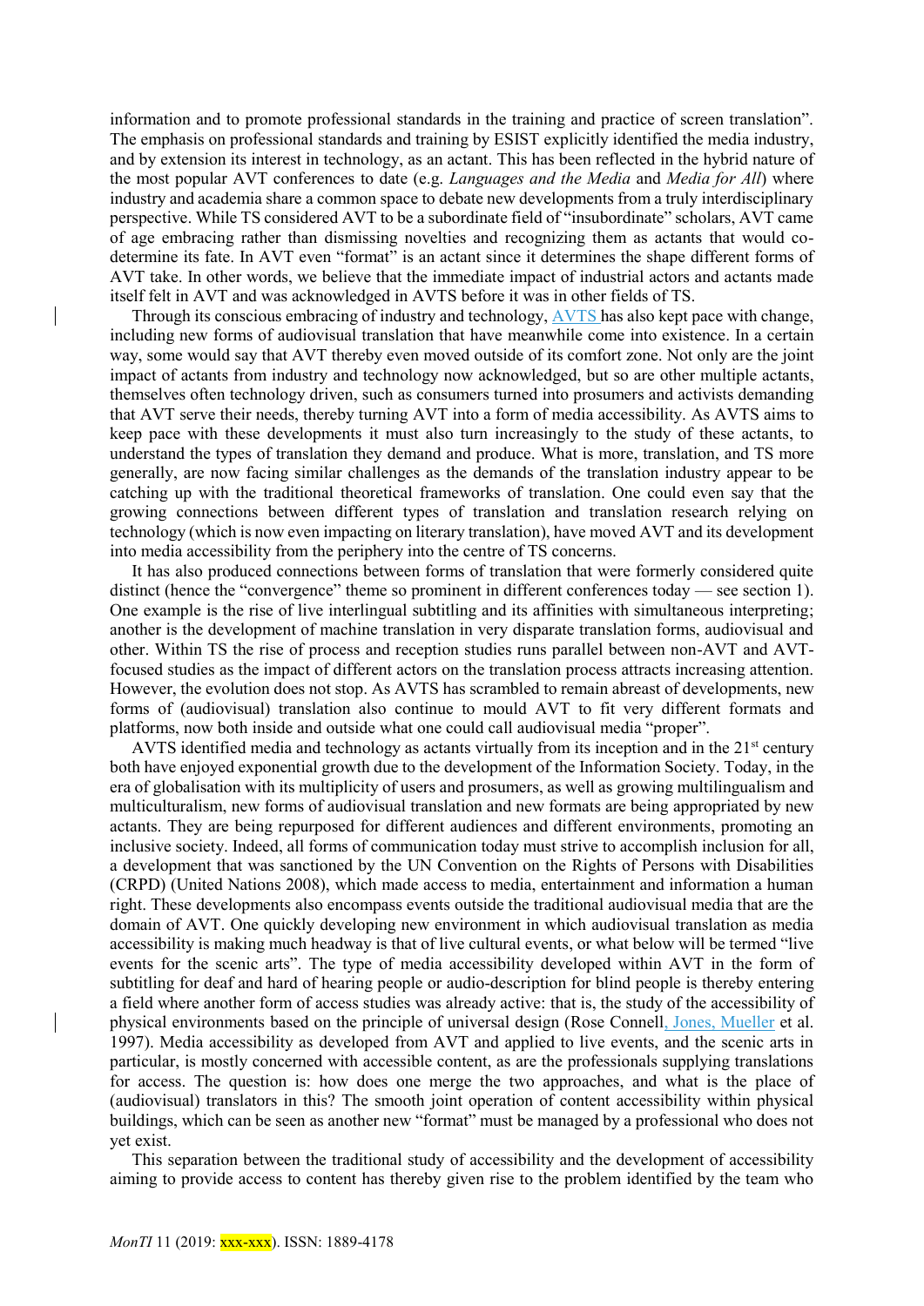information and to promote professional standards in the training and practice of screen translation". The emphasis on professional standards and training by ESIST explicitly identified the media industry, and by extension its interest in technology, as an actant. This has been reflected in the hybrid nature of the most popular AVT conferences to date (e.g. *Languages and the Media* and *Media for All*) where industry and academia share a common space to debate new developments from a truly interdisciplinary perspective. While TS considered AVT to be a subordinate field of "insubordinate" scholars, AVT came of age embracing rather than dismissing novelties and recognizing them as actants that would co-determine its fate. In AVT even "format" is an actant since it determines the shape different forms of AVT take. In other words, we believe that the immediate impact of industrial actors and actants made itself felt in AVT and was acknowledged in AVTS before it was in other fields of TS.

Through its conscious embracing of industry and technology, AVTS has also kept pace with change, including new forms of audiovisual translation that have meanwhile come into existence. In a certain way, some would say that AVT thereby even moved outside of its comfort zone. Not only are the joint impact of actants from industry and technology now acknowledged, but so are other multiple actants, themselves often technology driven, such as consumers turned into prosumers and activists demanding that AVT serve their needs, thereby turning AVT into a form of media accessibility. As AVTS aims to keep pace with these developments it must also turn increasingly to the study of these actants, to understand the types of translation they demand and produce. What is more, translation, and TS more generally, are now facing similar challenges as the demands of the translation industry appear to be catching up with the traditional theoretical frameworks of translation. One could even say that the growing connections between different types of translation and translation research relying on technology (which is now even impacting on literary translation), have moved AVT and its development into media accessibility from the periphery into the centre of TS concerns.

It has also produced connections between forms of translation that were formerly considered quite distinct (hence the "convergence" theme so prominent in different conferences today — see section 1). One example is the rise of live interlingual subtitling and its affinities with simultaneous interpreting; another is the development of machine translation in very disparate translation forms, audiovisual and other. Within TS the rise of process and reception studies runs parallel between non-AVT and AVT-focused studies as the impact of different actors on the translation process attracts increasing attention. However, the evolution does not stop. As AVTS has scrambled to remain abreast of developments, new forms of (audiovisual) translation also continue to mould AVT to fit very different formats and platforms, now both inside and outside what one could call audiovisual media "proper".

AVTS identified media and technology as actants virtually from its inception and in the 21st century both have enjoyed exponential growth due to the development of the Information Society. Today, in the era of globalisation with its multiplicity of users and prosumers, as well as growing multilingualism and multiculturalism, new forms of audiovisual translation and new formats are being appropriated by new actants. They are being repurposed for different audiences and different environments, promoting an inclusive society. Indeed, all forms of communication today must strive to accomplish inclusion for all, a development that was sanctioned by the UN Convention on the Rights of Persons with Disabilities (CRPD) (United Nations 2008), which made access to media, entertainment and information a human right. These developments also encompass events outside the traditional audiovisual media that are the domain of AVT. One quickly developing new environment in which audiovisual translation as media accessibility is making much headway is that of live cultural events, or what below will be termed "live events for the scenic arts". The type of media accessibility developed within AVT in the form of subtitling for deaf and hard of hearing people or audio-description for blind people is thereby entering a field where another form of access studies was already active: that is, the study of the accessibility of physical environments based on the principle of universal design (Rose Connell, Jones, Mueller et al. 1997). Media accessibility as developed from AVT and applied to live events, and the scenic arts in particular, is mostly concerned with accessible content, as are the professionals supplying translations for access. The question is: how does one merge the two approaches, and what is the place of (audiovisual) translators in this? The smooth joint operation of content accessibility within physical buildings, which can be seen as another new "format" must be managed by a professional who does not yet exist.

This separation between the traditional study of accessibility and the development of accessibility aiming to provide access to content has thereby given rise to the problem identified by the team who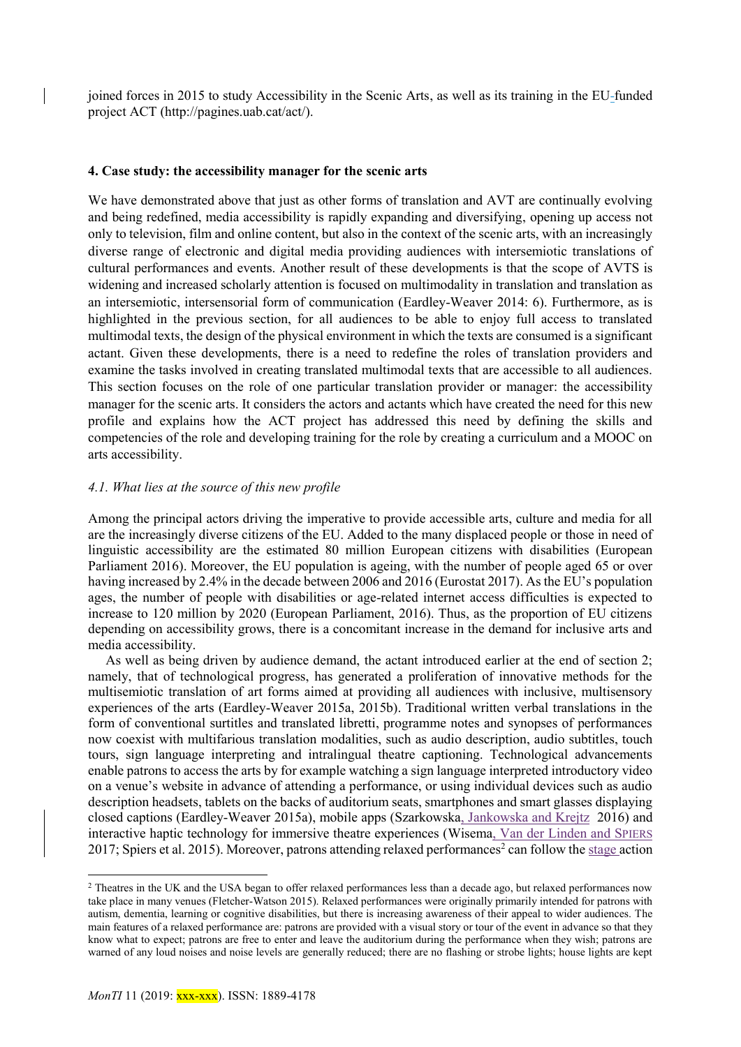joined forces in 2015 to study Accessibility in the Scenic Arts, as well as its training in the EU-funded project ACT (http://pagines.uab.cat/act/).

### 4. Case study: the accessibility manager for the scenic arts

We have demonstrated above that just as other forms of translation and AVT are continually evolving and being redefined, media accessibility is rapidly expanding and diversifying, opening up access not only to television, film and online content, but also in the context of the scenic arts, with an increasingly diverse range of electronic and digital media providing audiences with intersemiotic translations of cultural performances and events. Another result of these developments is that the scope of AVTS is widening and increased scholarly attention is focused on multimodality in translation and translation as an intersemiotic, intersensorial form of communication (Eardley-Weaver 2014: 6). Furthermore, as is highlighted in the previous section, for all audiences to be able to enjoy full access to translated multimodal texts, the design of the physical environment in which the texts are consumed is a significant actant. Given these developments, there is a need to redefine the roles of translation providers and examine the tasks involved in creating translated multimodal texts that are accessible to all audiences. This section focuses on the role of one particular translation provider or manager: the accessibility manager for the scenic arts. It considers the actors and actants which have created the need for this new profile and explains how the ACT project has addressed this need by defining the skills and competencies of the role and developing training for the role by creating a curriculum and a MOOC on arts accessibility.

#### *4.1. What lies at the source of this new profile*

Among the principal actors driving the imperative to provide accessible arts, culture and media for all are the increasingly diverse citizens of the EU. Added to the many displaced people or those in need of linguistic accessibility are the estimated 80 million European citizens with disabilities (European Parliament 2016). Moreover, the EU population is ageing, with the number of people aged 65 or over having increased by 2.4% in the decade between 2006 and 2016 (Eurostat 2017). As the EU's population ages, the number of people with disabilities or age-related internet access difficulties is expected to increase to 120 million by 2020 (European Parliament, 2016). Thus, as the proportion of EU citizens depending on accessibility grows, there is a concomitant increase in the demand for inclusive arts and media accessibility.

As well as being driven by audience demand, the actant introduced earlier at the end of section 2; namely, that of technological progress, has generated a proliferation of innovative methods for the multisemiotic translation of art forms aimed at providing all audiences with inclusive, multisensory experiences of the arts (Eardley-Weaver 2015a, 2015b). Traditional written verbal translations in the form of conventional surtitles and translated libretti, programme notes and synopses of performances now coexist with multifarious translation modalities, such as audio description, audio subtitles, touch tours, sign language interpreting and intralingual theatre captioning. Technological advancements enable patrons to access the arts by for example watching a sign language interpreted introductory video on a venue's website in advance of attending a performance, or using individual devices such as audio description headsets, tablets on the backs of auditorium seats, smartphones and smart glasses displaying closed captions (Eardley-Weaver 2015a), mobile apps (Szarkowska, Jankowska and Krejtz 2016) and interactive haptic technology for immersive theatre experiences (Wisema, Van der Linden and SPIERS 2017; Spiers et al. 2015). Moreover, patrons attending relaxed performances[2] can follow the stage action

[2] Theatres in the UK and the USA began to offer relaxed performances less than a decade ago, but relaxed performances now take place in many venues (Fletcher-Watson 2015). Relaxed performances were originally primarily intended for patrons with autism, dementia, learning or cognitive disabilities, but there is increasing awareness of their appeal to wider audiences. The main features of a relaxed performance are: patrons are provided with a visual story or tour of the event in advance so that they know what to expect; patrons are free to enter and leave the auditorium during the performance when they wish; patrons are warned of any loud noises and noise levels are generally reduced; there are no flashing or strobe lights; house lights are kept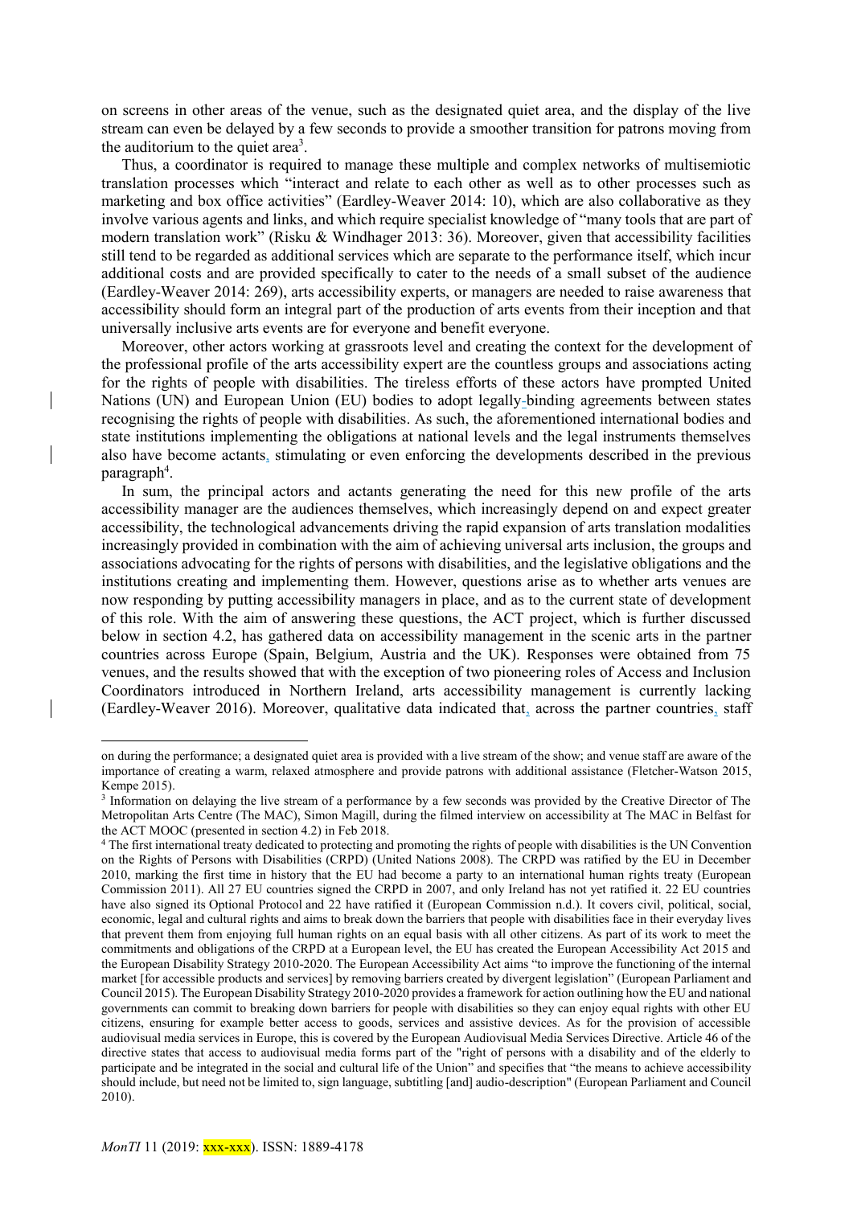on screens in other areas of the venue, such as the designated quiet area, and the display of the live stream can even be delayed by a few seconds to provide a smoother transition for patrons moving from the auditorium to the quiet area[3].

Thus, a coordinator is required to manage these multiple and complex networks of multisemiotic translation processes which "interact and relate to each other as well as to other processes such as marketing and box office activities" (Eardley-Weaver 2014: 10), which are also collaborative as they involve various agents and links, and which require specialist knowledge of "many tools that are part of modern translation work" (Risku & Windhager 2013: 36). Moreover, given that accessibility facilities still tend to be regarded as additional services which are separate to the performance itself, which incur additional costs and are provided specifically to cater to the needs of a small subset of the audience (Eardley-Weaver 2014: 269), arts accessibility experts, or managers are needed to raise awareness that accessibility should form an integral part of the production of arts events from their inception and that universally inclusive arts events are for everyone and benefit everyone.

Moreover, other actors working at grassroots level and creating the context for the development of the professional profile of the arts accessibility expert are the countless groups and associations acting for the rights of people with disabilities. The tireless efforts of these actors have prompted United Nations (UN) and European Union (EU) bodies to adopt legally-binding agreements between states recognising the rights of people with disabilities. As such, the aforementioned international bodies and state institutions implementing the obligations at national levels and the legal instruments themselves also have become actants, stimulating or even enforcing the developments described in the previous paragraph[4].

In sum, the principal actors and actants generating the need for this new profile of the arts accessibility manager are the audiences themselves, which increasingly depend on and expect greater accessibility, the technological advancements driving the rapid expansion of arts translation modalities increasingly provided in combination with the aim of achieving universal arts inclusion, the groups and associations advocating for the rights of persons with disabilities, and the legislative obligations and the institutions creating and implementing them. However, questions arise as to whether arts venues are now responding by putting accessibility managers in place, and as to the current state of development of this role. With the aim of answering these questions, the ACT project, which is further discussed below in section 4.2, has gathered data on accessibility management in the scenic arts in the partner countries across Europe (Spain, Belgium, Austria and the UK). Responses were obtained from 75 venues, and the results showed that with the exception of two pioneering roles of Access and Inclusion Coordinators introduced in Northern Ireland, arts accessibility management is currently lacking (Eardley-Weaver 2016). Moreover, qualitative data indicated that, across the partner countries, staff

---

on during the performance; a designated quiet area is provided with a live stream of the show; and venue staff are aware of the importance of creating a warm, relaxed atmosphere and provide patrons with additional assistance (Fletcher-Watson 2015, Kempe 2015).

[3] Information on delaying the live stream of a performance by a few seconds was provided by the Creative Director of The Metropolitan Arts Centre (The MAC), Simon Magill, during the filmed interview on accessibility at The MAC in Belfast for the ACT MOOC (presented in section 4.2) in Feb 2018.

[4] The first international treaty dedicated to protecting and promoting the rights of people with disabilities is the UN Convention on the Rights of Persons with Disabilities (CRPD) (United Nations 2008). The CRPD was ratified by the EU in December 2010, marking the first time in history that the EU had become a party to an international human rights treaty (European Commission 2011). All 27 EU countries signed the CRPD in 2007, and only Ireland has not yet ratified it. 22 EU countries have also signed its Optional Protocol and 22 have ratified it (European Commission n.d.). It covers civil, political, social, economic, legal and cultural rights and aims to break down the barriers that people with disabilities face in their everyday lives that prevent them from enjoying full human rights on an equal basis with all other citizens. As part of its work to meet the commitments and obligations of the CRPD at a European level, the EU has created the European Accessibility Act 2015 and the European Disability Strategy 2010-2020. The European Accessibility Act aims "to improve the functioning of the internal market [for accessible products and services] by removing barriers created by divergent legislation" (European Parliament and Council 2015). The European Disability Strategy 2010-2020 provides a framework for action outlining how the EU and national governments can commit to breaking down barriers for people with disabilities so they can enjoy equal rights with other EU citizens, ensuring for example better access to goods, services and assistive devices. As for the provision of accessible audiovisual media services in Europe, this is covered by the European Audiovisual Media Services Directive. Article 46 of the directive states that access to audiovisual media forms part of the "right of persons with a disability and of the elderly to participate and be integrated in the social and cultural life of the Union" and specifies that "the means to achieve accessibility should include, but need not be limited to, sign language, subtitling [and] audio-description" (European Parliament and Council 2010).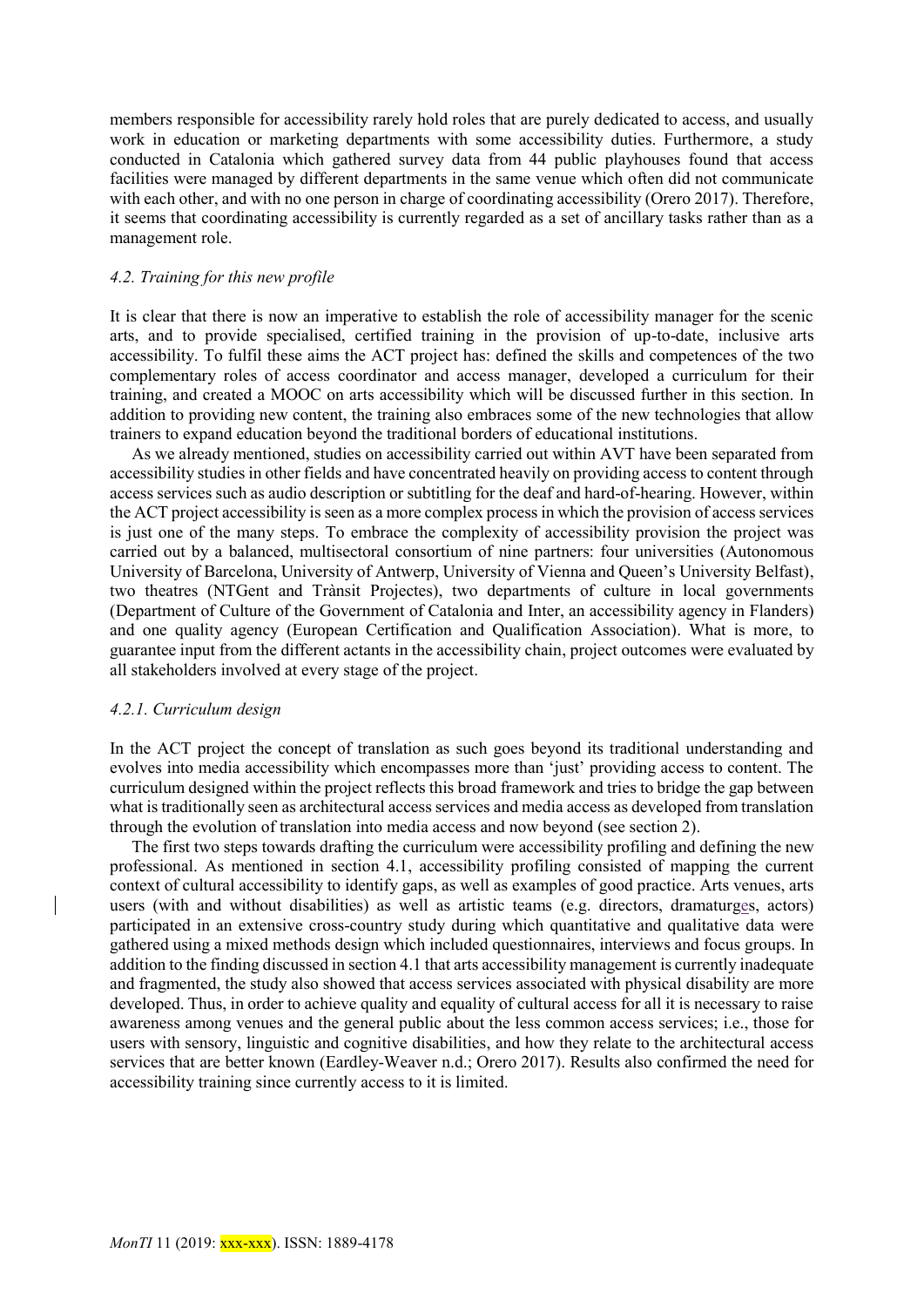members responsible for accessibility rarely hold roles that are purely dedicated to access, and usually work in education or marketing departments with some accessibility duties. Furthermore, a study conducted in Catalonia which gathered survey data from 44 public playhouses found that access facilities were managed by different departments in the same venue which often did not communicate with each other, and with no one person in charge of coordinating accessibility (Orero 2017). Therefore, it seems that coordinating accessibility is currently regarded as a set of ancillary tasks rather than as a management role.

### *4.2. Training for this new profile*

It is clear that there is now an imperative to establish the role of accessibility manager for the scenic arts, and to provide specialised, certified training in the provision of up-to-date, inclusive arts accessibility. To fulfil these aims the ACT project has: defined the skills and competences of the two complementary roles of access coordinator and access manager, developed a curriculum for their training, and created a MOOC on arts accessibility which will be discussed further in this section. In addition to providing new content, the training also embraces some of the new technologies that allow trainers to expand education beyond the traditional borders of educational institutions.

As we already mentioned, studies on accessibility carried out within AVT have been separated from accessibility studies in other fields and have concentrated heavily on providing access to content through access services such as audio description or subtitling for the deaf and hard-of-hearing. However, within the ACT project accessibility is seen as a more complex process in which the provision of access services is just one of the many steps. To embrace the complexity of accessibility provision the project was carried out by a balanced, multisectoral consortium of nine partners: four universities (Autonomous University of Barcelona, University of Antwerp, University of Vienna and Queen's University Belfast), two theatres (NTGent and Trànsit Projectes), two departments of culture in local governments (Department of Culture of the Government of Catalonia and Inter, an accessibility agency in Flanders) and one quality agency (European Certification and Qualification Association). What is more, to guarantee input from the different actants in the accessibility chain, project outcomes were evaluated by all stakeholders involved at every stage of the project.

#### *4.2.1. Curriculum design*

In the ACT project the concept of translation as such goes beyond its traditional understanding and evolves into media accessibility which encompasses more than 'just' providing access to content. The curriculum designed within the project reflects this broad framework and tries to bridge the gap between what is traditionally seen as architectural access services and media access as developed from translation through the evolution of translation into media access and now beyond (see section 2).

The first two steps towards drafting the curriculum were accessibility profiling and defining the new professional. As mentioned in section 4.1, accessibility profiling consisted of mapping the current context of cultural accessibility to identify gaps, as well as examples of good practice. Arts venues, arts users (with and without disabilities) as well as artistic teams (e.g. directors, dramaturges, actors) participated in an extensive cross-country study during which quantitative and qualitative data were gathered using a mixed methods design which included questionnaires, interviews and focus groups. In addition to the finding discussed in section 4.1 that arts accessibility management is currently inadequate and fragmented, the study also showed that access services associated with physical disability are more developed. Thus, in order to achieve quality and equality of cultural access for all it is necessary to raise awareness among venues and the general public about the less common access services; i.e., those for users with sensory, linguistic and cognitive disabilities, and how they relate to the architectural access services that are better known (Eardley-Weaver n.d.; Orero 2017). Results also confirmed the need for accessibility training since currently access to it is limited.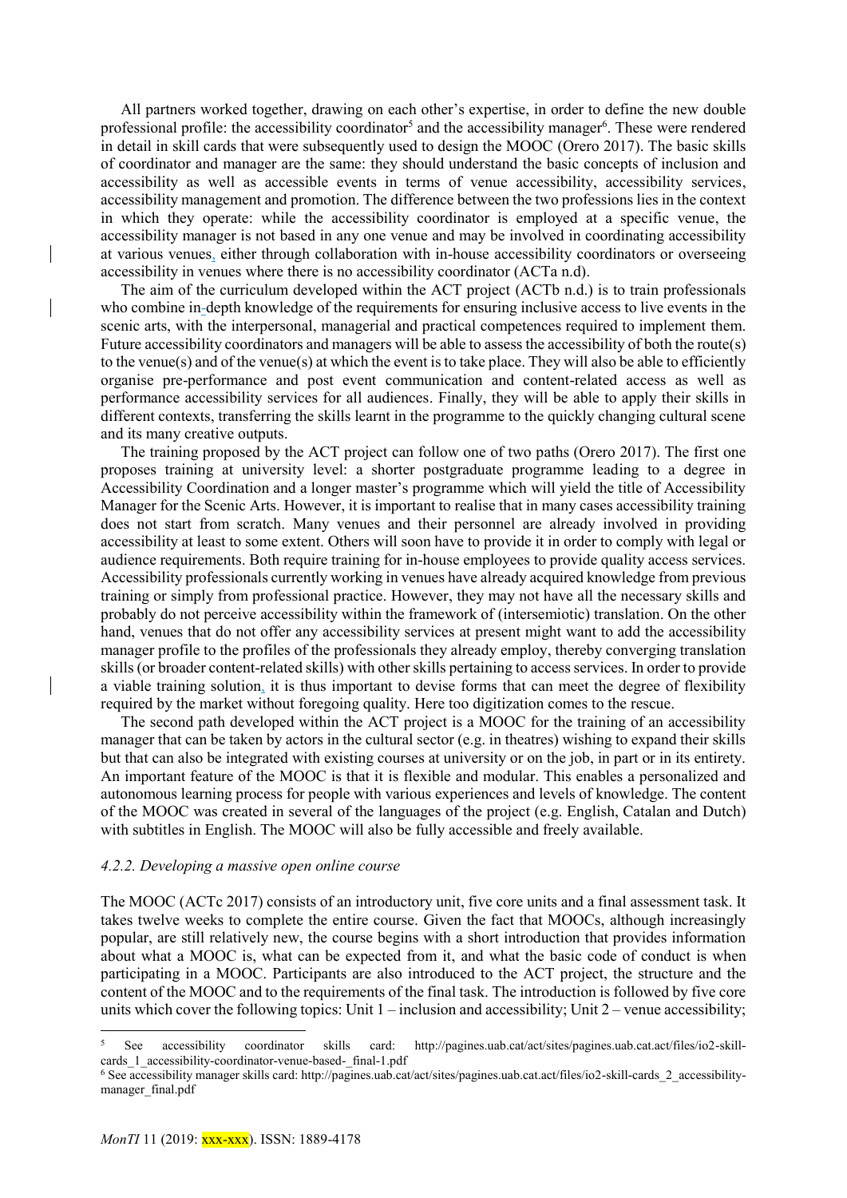All partners worked together, drawing on each other's expertise, in order to define the new double professional profile: the accessibility coordinator[5] and the accessibility manager[6]. These were rendered in detail in skill cards that were subsequently used to design the MOOC (Orero 2017). The basic skills of coordinator and manager are the same: they should understand the basic concepts of inclusion and accessibility as well as accessible events in terms of venue accessibility, accessibility services, accessibility management and promotion. The difference between the two professions lies in the context in which they operate: while the accessibility coordinator is employed at a specific venue, the accessibility manager is not based in any one venue and may be involved in coordinating accessibility at various venues, either through collaboration with in-house accessibility coordinators or overseeing accessibility in venues where there is no accessibility coordinator (ACTa n.d).

The aim of the curriculum developed within the ACT project (ACTb n.d.) is to train professionals who combine in-depth knowledge of the requirements for ensuring inclusive access to live events in the scenic arts, with the interpersonal, managerial and practical competences required to implement them. Future accessibility coordinators and managers will be able to assess the accessibility of both the route(s) to the venue(s) and of the venue(s) at which the event is to take place. They will also be able to efficiently organise pre-performance and post event communication and content-related access as well as performance accessibility services for all audiences. Finally, they will be able to apply their skills in different contexts, transferring the skills learnt in the programme to the quickly changing cultural scene and its many creative outputs.

The training proposed by the ACT project can follow one of two paths (Orero 2017). The first one proposes training at university level: a shorter postgraduate programme leading to a degree in Accessibility Coordination and a longer master's programme which will yield the title of Accessibility Manager for the Scenic Arts. However, it is important to realise that in many cases accessibility training does not start from scratch. Many venues and their personnel are already involved in providing accessibility at least to some extent. Others will soon have to provide it in order to comply with legal or audience requirements. Both require training for in-house employees to provide quality access services. Accessibility professionals currently working in venues have already acquired knowledge from previous training or simply from professional practice. However, they may not have all the necessary skills and probably do not perceive accessibility within the framework of (intersemiotic) translation. On the other hand, venues that do not offer any accessibility services at present might want to add the accessibility manager profile to the profiles of the professionals they already employ, thereby converging translation skills (or broader content-related skills) with other skills pertaining to access services. In order to provide a viable training solution, it is thus important to devise forms that can meet the degree of flexibility required by the market without foregoing quality. Here too digitization comes to the rescue.

The second path developed within the ACT project is a MOOC for the training of an accessibility manager that can be taken by actors in the cultural sector (e.g. in theatres) wishing to expand their skills but that can also be integrated with existing courses at university or on the job, in part or in its entirety. An important feature of the MOOC is that it is flexible and modular. This enables a personalized and autonomous learning process for people with various experiences and levels of knowledge. The content of the MOOC was created in several of the languages of the project (e.g. English, Catalan and Dutch) with subtitles in English. The MOOC will also be fully accessible and freely available.

#### *4.2.2. Developing a massive open online course*

The MOOC (ACTc 2017) consists of an introductory unit, five core units and a final assessment task. It takes twelve weeks to complete the entire course. Given the fact that MOOCs, although increasingly popular, are still relatively new, the course begins with a short introduction that provides information about what a MOOC is, what can be expected from it, and what the basic code of conduct is when participating in a MOOC. Participants are also introduced to the ACT project, the structure and the content of the MOOC and to the requirements of the final task. The introduction is followed by five core units which cover the following topics: Unit 1 – inclusion and accessibility; Unit 2 – venue accessibility;

[5] See accessibility coordinator skills card: http://pagines.uab.cat/act/sites/pagines.uab.cat.act/files/io2-skill-cards_1_accessibility-coordinator-venue-based-_final-1.pdf

[6] See accessibility manager skills card: http://pagines.uab.cat/act/sites/pagines.uab.cat.act/files/io2-skill-cards_2_accessibility-manager_final.pdf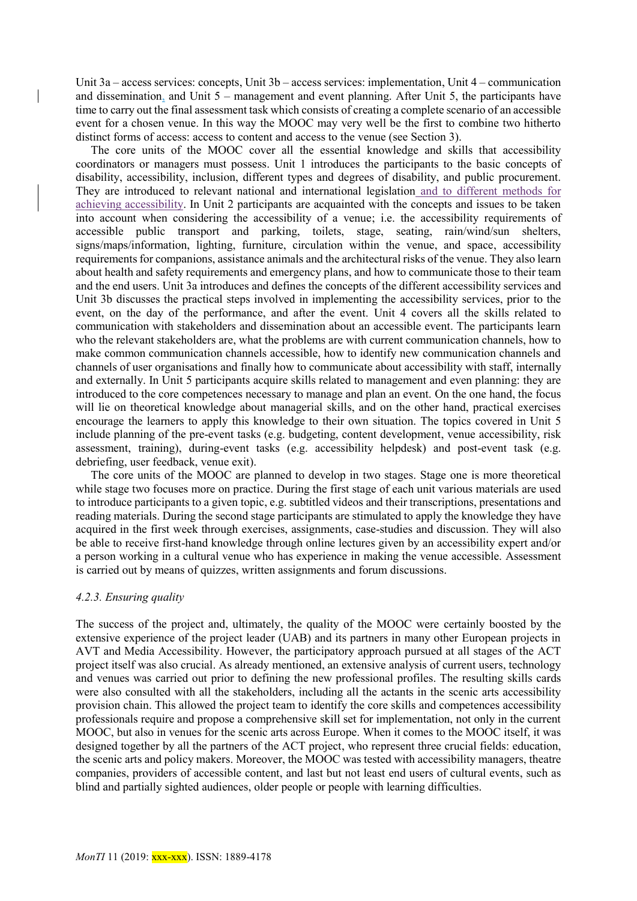Unit 3a – access services: concepts, Unit 3b – access services: implementation, Unit 4 – communication and dissemination, and Unit 5 – management and event planning. After Unit 5, the participants have time to carry out the final assessment task which consists of creating a complete scenario of an accessible event for a chosen venue. In this way the MOOC may very well be the first to combine two hitherto distinct forms of access: access to content and access to the venue (see Section 3).

The core units of the MOOC cover all the essential knowledge and skills that accessibility coordinators or managers must possess. Unit 1 introduces the participants to the basic concepts of disability, accessibility, inclusion, different types and degrees of disability, and public procurement. They are introduced to relevant national and international legislation and to different methods for achieving accessibility. In Unit 2 participants are acquainted with the concepts and issues to be taken into account when considering the accessibility of a venue; i.e. the accessibility requirements of accessible public transport and parking, toilets, stage, seating, rain/wind/sun shelters, signs/maps/information, lighting, furniture, circulation within the venue, and space, accessibility requirements for companions, assistance animals and the architectural risks of the venue. They also learn about health and safety requirements and emergency plans, and how to communicate those to their team and the end users. Unit 3a introduces and defines the concepts of the different accessibility services and Unit 3b discusses the practical steps involved in implementing the accessibility services, prior to the event, on the day of the performance, and after the event. Unit 4 covers all the skills related to communication with stakeholders and dissemination about an accessible event. The participants learn who the relevant stakeholders are, what the problems are with current communication channels, how to make common communication channels accessible, how to identify new communication channels and channels of user organisations and finally how to communicate about accessibility with staff, internally and externally. In Unit 5 participants acquire skills related to management and even planning: they are introduced to the core competences necessary to manage and plan an event. On the one hand, the focus will lie on theoretical knowledge about managerial skills, and on the other hand, practical exercises encourage the learners to apply this knowledge to their own situation. The topics covered in Unit 5 include planning of the pre-event tasks (e.g. budgeting, content development, venue accessibility, risk assessment, training), during-event tasks (e.g. accessibility helpdesk) and post-event task (e.g. debriefing, user feedback, venue exit).

The core units of the MOOC are planned to develop in two stages. Stage one is more theoretical while stage two focuses more on practice. During the first stage of each unit various materials are used to introduce participants to a given topic, e.g. subtitled videos and their transcriptions, presentations and reading materials. During the second stage participants are stimulated to apply the knowledge they have acquired in the first week through exercises, assignments, case-studies and discussion. They will also be able to receive first-hand knowledge through online lectures given by an accessibility expert and/or a person working in a cultural venue who has experience in making the venue accessible. Assessment is carried out by means of quizzes, written assignments and forum discussions.

#### *4.2.3. Ensuring quality*

The success of the project and, ultimately, the quality of the MOOC were certainly boosted by the extensive experience of the project leader (UAB) and its partners in many other European projects in AVT and Media Accessibility. However, the participatory approach pursued at all stages of the ACT project itself was also crucial. As already mentioned, an extensive analysis of current users, technology and venues was carried out prior to defining the new professional profiles. The resulting skills cards were also consulted with all the stakeholders, including all the actants in the scenic arts accessibility provision chain. This allowed the project team to identify the core skills and competences accessibility professionals require and propose a comprehensive skill set for implementation, not only in the current MOOC, but also in venues for the scenic arts across Europe. When it comes to the MOOC itself, it was designed together by all the partners of the ACT project, who represent three crucial fields: education, the scenic arts and policy makers. Moreover, the MOOC was tested with accessibility managers, theatre companies, providers of accessible content, and last but not least end users of cultural events, such as blind and partially sighted audiences, older people or people with learning difficulties.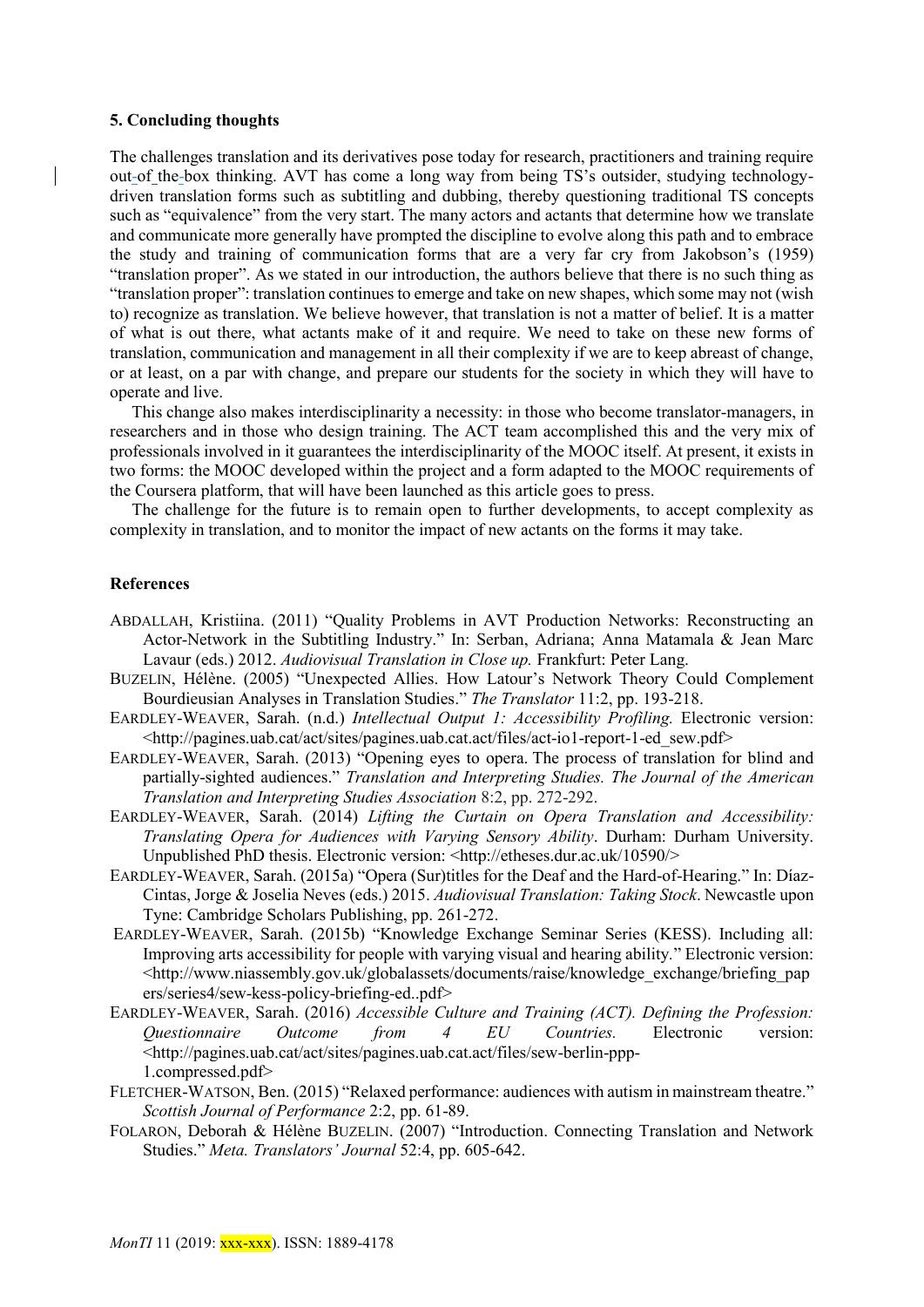### 5. Concluding thoughts

The challenges translation and its derivatives pose today for research, practitioners and training require out-of the-box thinking. AVT has come a long way from being TS's outsider, studying technology-driven translation forms such as subtitling and dubbing, thereby questioning traditional TS concepts such as "equivalence" from the very start. The many actors and actants that determine how we translate and communicate more generally have prompted the discipline to evolve along this path and to embrace the study and training of communication forms that are a very far cry from Jakobson's (1959) "translation proper". As we stated in our introduction, the authors believe that there is no such thing as "translation proper": translation continues to emerge and take on new shapes, which some may not (wish to) recognize as translation. We believe however, that translation is not a matter of belief. It is a matter of what is out there, what actants make of it and require. We need to take on these new forms of translation, communication and management in all their complexity if we are to keep abreast of change, or at least, on a par with change, and prepare our students for the society in which they will have to operate and live.

This change also makes interdisciplinarity a necessity: in those who become translator-managers, in researchers and in those who design training. The ACT team accomplished this and the very mix of professionals involved in it guarantees the interdisciplinarity of the MOOC itself. At present, it exists in two forms: the MOOC developed within the project and a form adapted to the MOOC requirements of the Coursera platform, that will have been launched as this article goes to press.

The challenge for the future is to remain open to further developments, to accept complexity as complexity in translation, and to monitor the impact of new actants on the forms it may take.

### References

ABDALLAH, Kristiina. (2011) "Quality Problems in AVT Production Networks: Reconstructing an Actor-Network in the Subtitling Industry." In: Serban, Adriana; Anna Matamala & Jean Marc Lavaur (eds.) 2012. *Audiovisual Translation in Close up.* Frankfurt: Peter Lang.

BUZELIN, Hélène. (2005) "Unexpected Allies. How Latour's Network Theory Could Complement Bourdieusian Analyses in Translation Studies." *The Translator* 11:2, pp. 193-218.

EARDLEY-WEAVER, Sarah. (n.d.) *Intellectual Output 1: Accessibility Profiling.* Electronic version: <http://pagines.uab.cat/act/sites/pagines.uab.cat.act/files/act-io1-report-1-ed_sew.pdf>

EARDLEY-WEAVER, Sarah. (2013) "Opening eyes to opera. The process of translation for blind and partially-sighted audiences." *Translation and Interpreting Studies. The Journal of the American Translation and Interpreting Studies Association* 8:2, pp. 272-292.

EARDLEY-WEAVER, Sarah. (2014) *Lifting the Curtain on Opera Translation and Accessibility: Translating Opera for Audiences with Varying Sensory Ability*. Durham: Durham University. Unpublished PhD thesis. Electronic version: <http://etheses.dur.ac.uk/10590/>

EARDLEY-WEAVER, Sarah. (2015a) "Opera (Sur)titles for the Deaf and the Hard-of-Hearing." In: Díaz-Cintas, Jorge & Joselia Neves (eds.) 2015. *Audiovisual Translation: Taking Stock*. Newcastle upon Tyne: Cambridge Scholars Publishing, pp. 261-272.

EARDLEY-WEAVER, Sarah. (2015b) "Knowledge Exchange Seminar Series (KESS). Including all: Improving arts accessibility for people with varying visual and hearing ability." Electronic version: <http://www.niassembly.gov.uk/globalassets/documents/raise/knowledge_exchange/briefing_papers/series4/sew-kess-policy-briefing-ed..pdf>

EARDLEY-WEAVER, Sarah. (2016) *Accessible Culture and Training (ACT). Defining the Profession: Questionnaire Outcome from 4 EU Countries.* Electronic version: <http://pagines.uab.cat/act/sites/pagines.uab.cat.act/files/sew-berlin-ppp-1.compressed.pdf>

FLETCHER-WATSON, Ben. (2015) "Relaxed performance: audiences with autism in mainstream theatre." *Scottish Journal of Performance* 2:2, pp. 61-89.

FOLARON, Deborah & Hélène BUZELIN. (2007) "Introduction. Connecting Translation and Network Studies." *Meta. Translators' Journal* 52:4, pp. 605-642.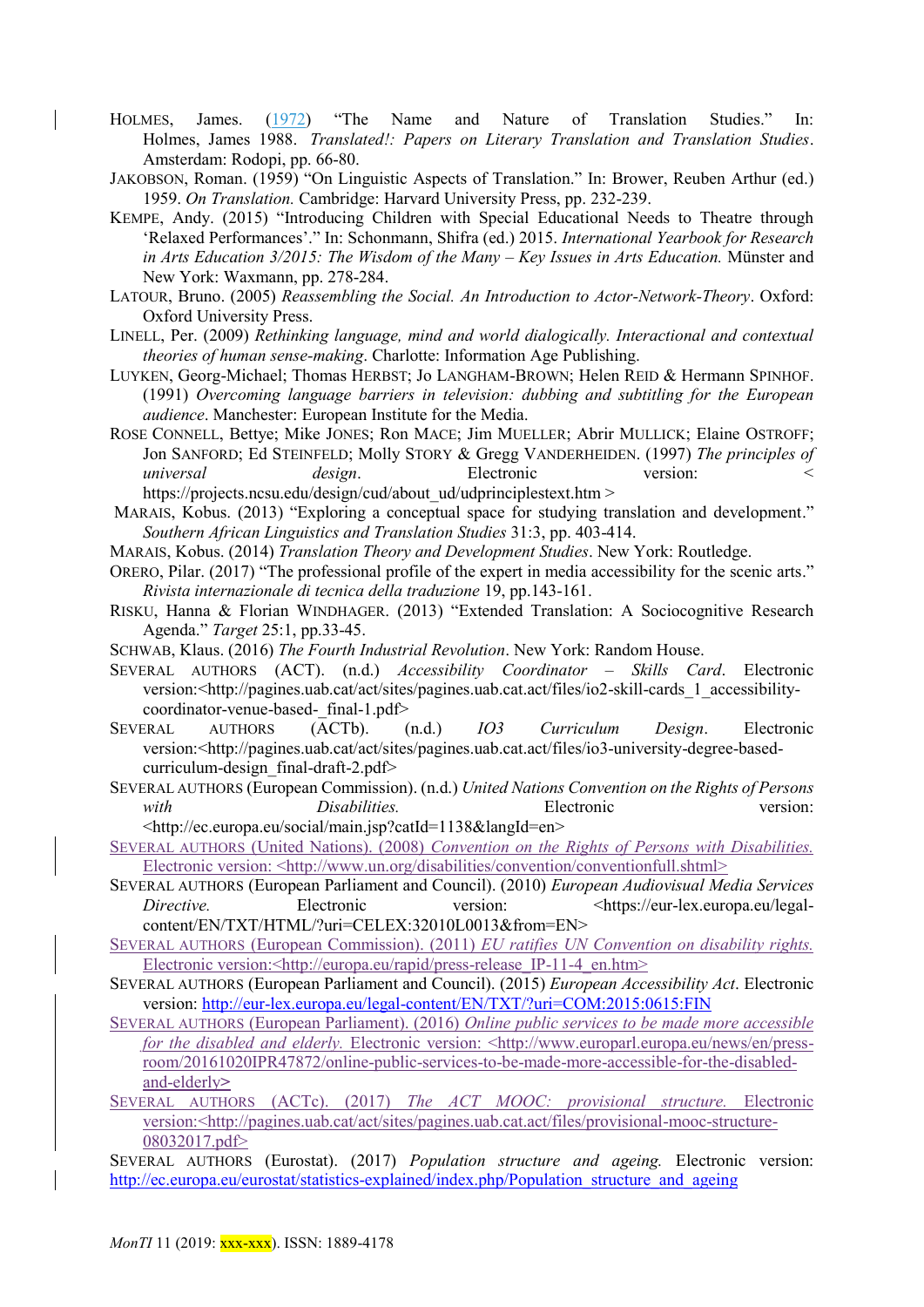HOLMES, James. (1972) "The Name and Nature of Translation Studies." In: Holmes, James 1988. *Translated!: Papers on Literary Translation and Translation Studies*. Amsterdam: Rodopi, pp. 66-80.

JAKOBSON, Roman. (1959) "On Linguistic Aspects of Translation." In: Brower, Reuben Arthur (ed.) 1959. *On Translation.* Cambridge: Harvard University Press, pp. 232-239.

KEMPE, Andy. (2015) "Introducing Children with Special Educational Needs to Theatre through 'Relaxed Performances'." In: Schonmann, Shifra (ed.) 2015. *International Yearbook for Research in Arts Education 3/2015: The Wisdom of the Many – Key Issues in Arts Education.* Münster and New York: Waxmann, pp. 278-284.

LATOUR, Bruno. (2005) *Reassembling the Social. An Introduction to Actor-Network-Theory*. Oxford: Oxford University Press.

LINELL, Per. (2009) *Rethinking language, mind and world dialogically. Interactional and contextual theories of human sense-making*. Charlotte: Information Age Publishing.

LUYKEN, Georg-Michael; Thomas HERBST; Jo LANGHAM-BROWN; Helen REID & Hermann SPINHOF. (1991) *Overcoming language barriers in television: dubbing and subtitling for the European audience*. Manchester: European Institute for the Media.

ROSE CONNELL, Bettye; Mike JONES; Ron MACE; Jim MUELLER; Abrir MULLICK; Elaine OSTROFF; Jon SANFORD; Ed STEINFELD; Molly STORY & Gregg VANDERHEIDEN. (1997) *The principles of universal design*. Electronic version: < https://projects.ncsu.edu/design/cud/about_ud/udprinciplestext.htm >

MARAIS, Kobus. (2013) "Exploring a conceptual space for studying translation and development." *Southern African Linguistics and Translation Studies* 31:3, pp. 403-414.

MARAIS, Kobus. (2014) *Translation Theory and Development Studies*. New York: Routledge.

ORERO, Pilar. (2017) "The professional profile of the expert in media accessibility for the scenic arts." *Rivista internazionale di tecnica della traduzione* 19, pp.143-161.

RISKU, Hanna & Florian WINDHAGER. (2013) "Extended Translation: A Sociocognitive Research Agenda." *Target* 25:1, pp.33-45.

SCHWAB, Klaus. (2016) *The Fourth Industrial Revolution*. New York: Random House.

SEVERAL AUTHORS (ACT). (n.d.) *Accessibility Coordinator – Skills Card*. Electronic version:<http://pagines.uab.cat/act/sites/pagines.uab.cat.act/files/io2-skill-cards_1_accessibility-coordinator-venue-based-_final-1.pdf>

SEVERAL AUTHORS (ACTb). (n.d.) *IO3 Curriculum Design*. Electronic version:<http://pagines.uab.cat/act/sites/pagines.uab.cat.act/files/io3-university-degree-based-curriculum-design_final-draft-2.pdf>

SEVERAL AUTHORS (European Commission). (n.d.) *United Nations Convention on the Rights of Persons with Disabilities.* Electronic version: <http://ec.europa.eu/social/main.jsp?catId=1138&langId=en>

SEVERAL AUTHORS (United Nations). (2008) *Convention on the Rights of Persons with Disabilities.* Electronic version: <http://www.un.org/disabilities/convention/conventionfull.shtml>

SEVERAL AUTHORS (European Parliament and Council). (2010) *European Audiovisual Media Services Directive.* Electronic version: <https://eur-lex.europa.eu/legal-content/EN/TXT/HTML/?uri=CELEX:32010L0013&from=EN>

SEVERAL AUTHORS (European Commission). (2011) *EU ratifies UN Convention on disability rights.* Electronic version:<http://europa.eu/rapid/press-release_IP-11-4_en.htm>

SEVERAL AUTHORS (European Parliament and Council). (2015) *European Accessibility Act*. Electronic version: http://eur-lex.europa.eu/legal-content/EN/TXT/?uri=COM:2015:0615:FIN

SEVERAL AUTHORS (European Parliament). (2016) *Online public services to be made more accessible for the disabled and elderly.* Electronic version: <http://www.europarl.europa.eu/news/en/press-room/20161020IPR47872/online-public-services-to-be-made-more-accessible-for-the-disabled-and-elderly>

SEVERAL AUTHORS (ACTc). (2017) *The ACT MOOC: provisional structure.* Electronic version:<http://pagines.uab.cat/act/sites/pagines.uab.cat.act/files/provisional-mooc-structure-08032017.pdf>

SEVERAL AUTHORS (Eurostat). (2017) *Population structure and ageing.* Electronic version: http://ec.europa.eu/eurostat/statistics-explained/index.php/Population_structure_and_ageing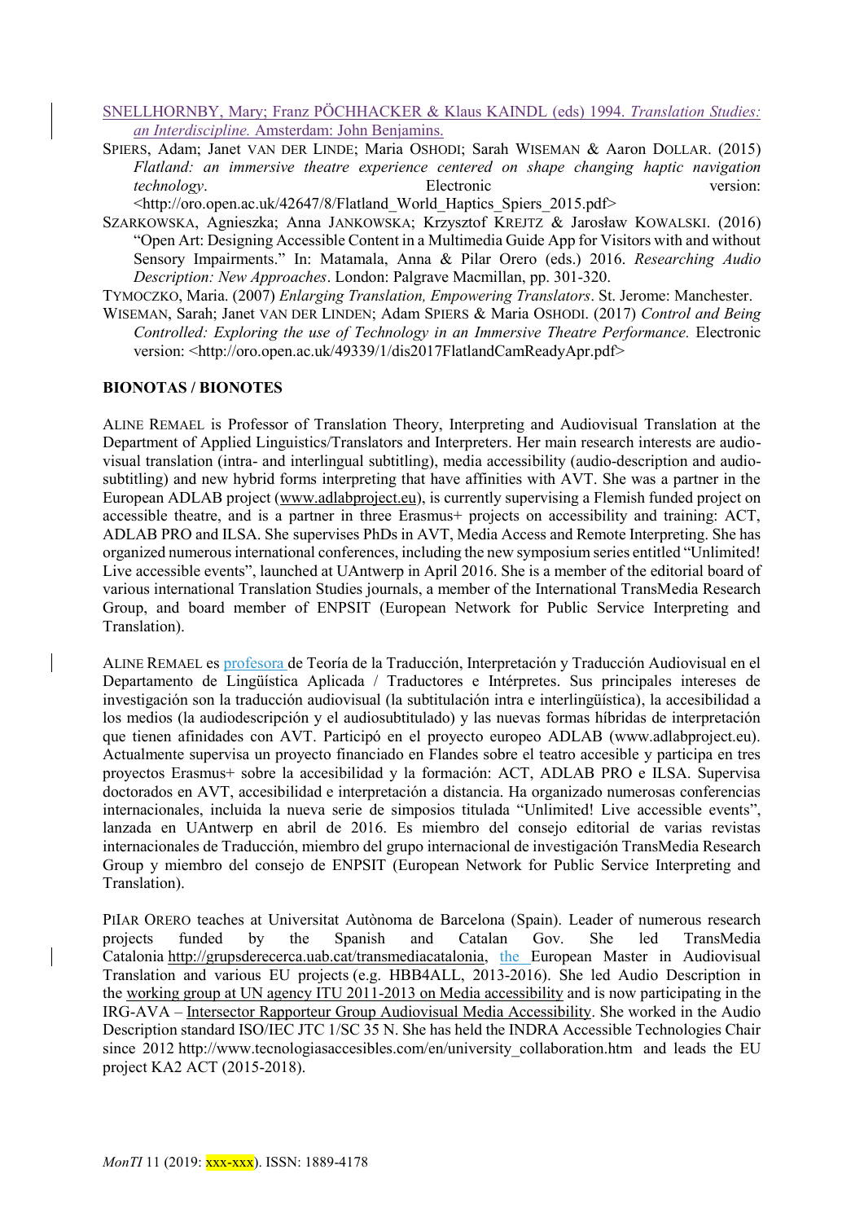SNELLHORNBY, Mary; Franz PÖCHHACKER & Klaus KAINDL (eds) 1994. *Translation Studies: an Interdiscipline.* Amsterdam: John Benjamins.

SPIERS, Adam; Janet VAN DER LINDE; Maria OSHODI; Sarah WISEMAN & Aaron DOLLAR. (2015) *Flatland: an immersive theatre experience centered on shape changing haptic navigation technology*. Electronic version: <http://oro.open.ac.uk/42647/8/Flatland_World_Haptics_Spiers_2015.pdf>

SZARKOWSKA, Agnieszka; Anna JANKOWSKA; Krzysztof KREJTZ & Jarosław KOWALSKI. (2016) "Open Art: Designing Accessible Content in a Multimedia Guide App for Visitors with and without Sensory Impairments." In: Matamala, Anna & Pilar Orero (eds.) 2016. *Researching Audio Description: New Approaches*. London: Palgrave Macmillan, pp. 301-320.

TYMOCZKO, Maria. (2007) *Enlarging Translation, Empowering Translators*. St. Jerome: Manchester.

WISEMAN, Sarah; Janet VAN DER LINDEN; Adam SPIERS & Maria OSHODI. (2017) *Control and Being Controlled: Exploring the use of Technology in an Immersive Theatre Performance.* Electronic version: <http://oro.open.ac.uk/49339/1/dis2017FlatlandCamReadyApr.pdf>

**BIONOTAS / BIONOTES**

ALINE REMAEL is Professor of Translation Theory, Interpreting and Audiovisual Translation at the Department of Applied Linguistics/Translators and Interpreters. Her main research interests are audiovisual translation (intra- and interlingual subtitling), media accessibility (audio-description and audio-subtitling) and new hybrid forms interpreting that have affinities with AVT. She was a partner in the European ADLAB project (www.adlabproject.eu), is currently supervising a Flemish funded project on accessible theatre, and is a partner in three Erasmus+ projects on accessibility and training: ACT, ADLAB PRO and ILSA. She supervises PhDs in AVT, Media Access and Remote Interpreting. She has organized numerous international conferences, including the new symposium series entitled "Unlimited! Live accessible events", launched at UAntwerp in April 2016. She is a member of the editorial board of various international Translation Studies journals, a member of the International TransMedia Research Group, and board member of ENPSIT (European Network for Public Service Interpreting and Translation).

ALINE REMAEL es profesora de Teoría de la Traducción, Interpretación y Traducción Audiovisual en el Departamento de Lingüística Aplicada / Traductores e Intérpretes. Sus principales intereses de investigación son la traducción audiovisual (la subtitulación intra e interlingüística), la accesibilidad a los medios (la audiodescripción y el audiosubtitulado) y las nuevas formas híbridas de interpretación que tienen afinidades con AVT. Participó en el proyecto europeo ADLAB (www.adlabproject.eu). Actualmente supervisa un proyecto financiado en Flandes sobre el teatro accesible y participa en tres proyectos Erasmus+ sobre la accesibilidad y la formación: ACT, ADLAB PRO e ILSA. Supervisa doctorados en AVT, accesibilidad e interpretación a distancia. Ha organizado numerosas conferencias internacionales, incluida la nueva serie de simposios titulada "Unlimited! Live accessible events", lanzada en UAntwerp en abril de 2016. Es miembro del consejo editorial de varias revistas internacionales de Traducción, miembro del grupo internacional de investigación TransMedia Research Group y miembro del consejo de ENPSIT (European Network for Public Service Interpreting and Translation).

PIlAR ORERO teaches at Universitat Autònoma de Barcelona (Spain). Leader of numerous research projects funded by the Spanish and Catalan Gov. She led TransMedia Catalonia http://grupsderecerca.uab.cat/transmediacatalonia, the European Master in Audiovisual Translation and various EU projects (e.g. HBB4ALL, 2013-2016). She led Audio Description in the working group at UN agency ITU 2011-2013 on Media accessibility and is now participating in the IRG-AVA – Intersector Rapporteur Group Audiovisual Media Accessibility. She worked in the Audio Description standard ISO/IEC JTC 1/SC 35 N. She has held the INDRA Accessible Technologies Chair since 2012 http://www.tecnologiasaccesibles.com/en/university_collaboration.htm and leads the EU project KA2 ACT (2015-2018).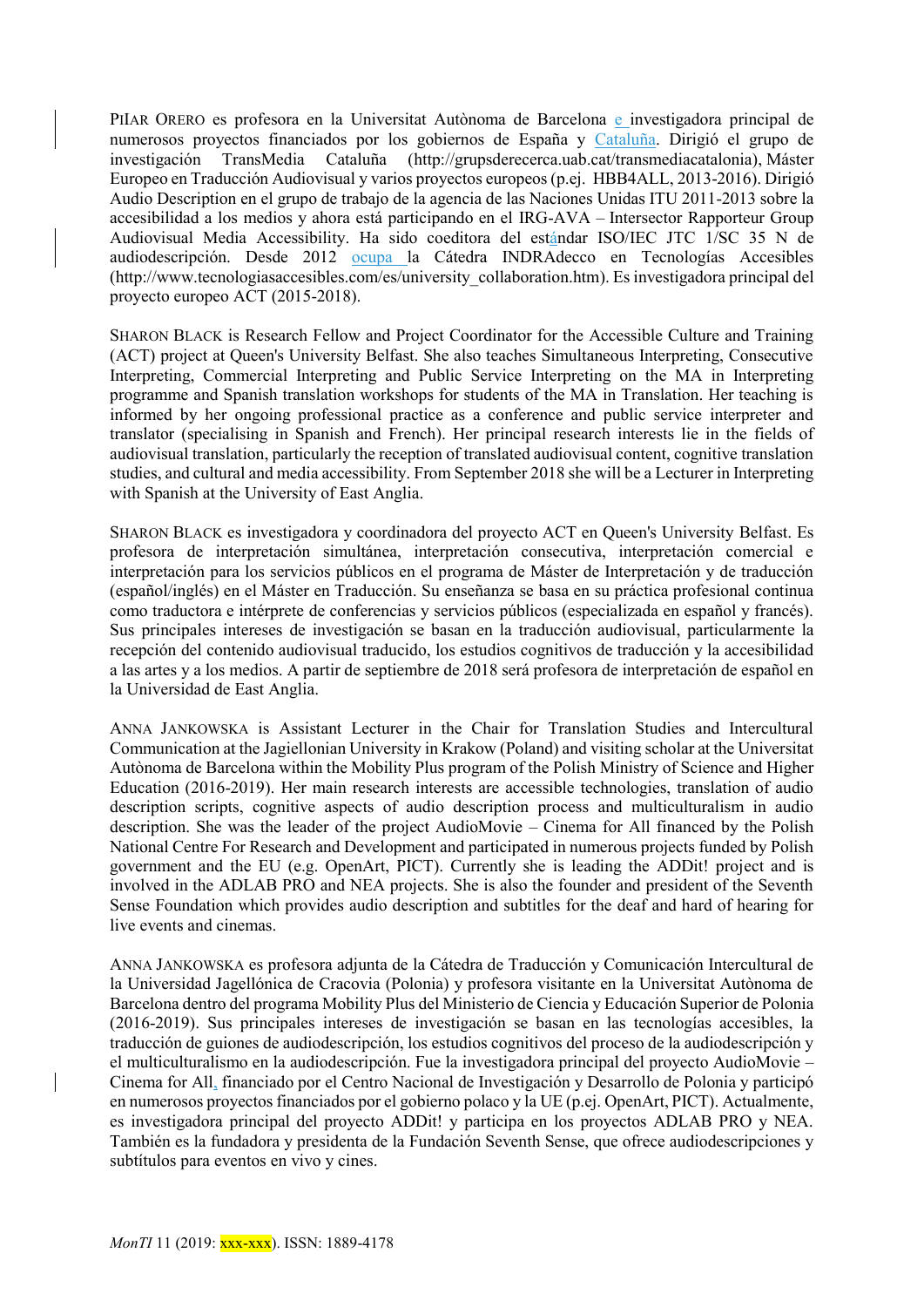PIlAR ORERO es profesora en la Universitat Autònoma de Barcelona e investigadora principal de numerosos proyectos financiados por los gobiernos de España y Cataluña. Dirigió el grupo de investigación TransMedia Cataluña (http://grupsderecerca.uab.cat/transmediacatalonia), Máster Europeo en Traducción Audiovisual y varios proyectos europeos (p.ej. HBB4ALL, 2013-2016). Dirigió Audio Description en el grupo de trabajo de la agencia de las Naciones Unidas ITU 2011-2013 sobre la accesibilidad a los medios y ahora está participando en el IRG-AVA – Intersector Rapporteur Group Audiovisual Media Accessibility. Ha sido coeditora del estándar ISO/IEC JTC 1/SC 35 N de audiodescripción. Desde 2012 ocupa la Cátedra INDRAdecco en Tecnologías Accesibles (http://www.tecnologiasaccesibles.com/es/university_collaboration.htm). Es investigadora principal del proyecto europeo ACT (2015-2018).

SHARON BLACK is Research Fellow and Project Coordinator for the Accessible Culture and Training (ACT) project at Queen's University Belfast. She also teaches Simultaneous Interpreting, Consecutive Interpreting, Commercial Interpreting and Public Service Interpreting on the MA in Interpreting programme and Spanish translation workshops for students of the MA in Translation. Her teaching is informed by her ongoing professional practice as a conference and public service interpreter and translator (specialising in Spanish and French). Her principal research interests lie in the fields of audiovisual translation, particularly the reception of translated audiovisual content, cognitive translation studies, and cultural and media accessibility. From September 2018 she will be a Lecturer in Interpreting with Spanish at the University of East Anglia.

SHARON BLACK es investigadora y coordinadora del proyecto ACT en Queen's University Belfast. Es profesora de interpretación simultánea, interpretación consecutiva, interpretación comercial e interpretación para los servicios públicos en el programa de Máster de Interpretación y de traducción (español/inglés) en el Máster en Traducción. Su enseñanza se basa en su práctica profesional continua como traductora e intérprete de conferencias y servicios públicos (especializada en español y francés). Sus principales intereses de investigación se basan en la traducción audiovisual, particularmente la recepción del contenido audiovisual traducido, los estudios cognitivos de traducción y la accesibilidad a las artes y a los medios. A partir de septiembre de 2018 será profesora de interpretación de español en la Universidad de East Anglia.

ANNA JANKOWSKA is Assistant Lecturer in the Chair for Translation Studies and Intercultural Communication at the Jagiellonian University in Krakow (Poland) and visiting scholar at the Universitat Autònoma de Barcelona within the Mobility Plus program of the Polish Ministry of Science and Higher Education (2016-2019). Her main research interests are accessible technologies, translation of audio description scripts, cognitive aspects of audio description process and multiculturalism in audio description. She was the leader of the project AudioMovie – Cinema for All financed by the Polish National Centre For Research and Development and participated in numerous projects funded by Polish government and the EU (e.g. OpenArt, PICT). Currently she is leading the ADDit! project and is involved in the ADLAB PRO and NEA projects. She is also the founder and president of the Seventh Sense Foundation which provides audio description and subtitles for the deaf and hard of hearing for live events and cinemas.

ANNA JANKOWSKA es profesora adjunta de la Cátedra de Traducción y Comunicación Intercultural de la Universidad Jagellónica de Cracovia (Polonia) y profesora visitante en la Universitat Autònoma de Barcelona dentro del programa Mobility Plus del Ministerio de Ciencia y Educación Superior de Polonia (2016-2019). Sus principales intereses de investigación se basan en las tecnologías accesibles, la traducción de guiones de audiodescripción, los estudios cognitivos del proceso de la audiodescripción y el multiculturalismo en la audiodescripción. Fue la investigadora principal del proyecto AudioMovie – Cinema for All, financiado por el Centro Nacional de Investigación y Desarrollo de Polonia y participó en numerosos proyectos financiados por el gobierno polaco y la UE (p.ej. OpenArt, PICT). Actualmente, es investigadora principal del proyecto ADDit! y participa en los proyectos ADLAB PRO y NEA. También es la fundadora y presidenta de la Fundación Seventh Sense, que ofrece audiodescripciones y subtítulos para eventos en vivo y cines.